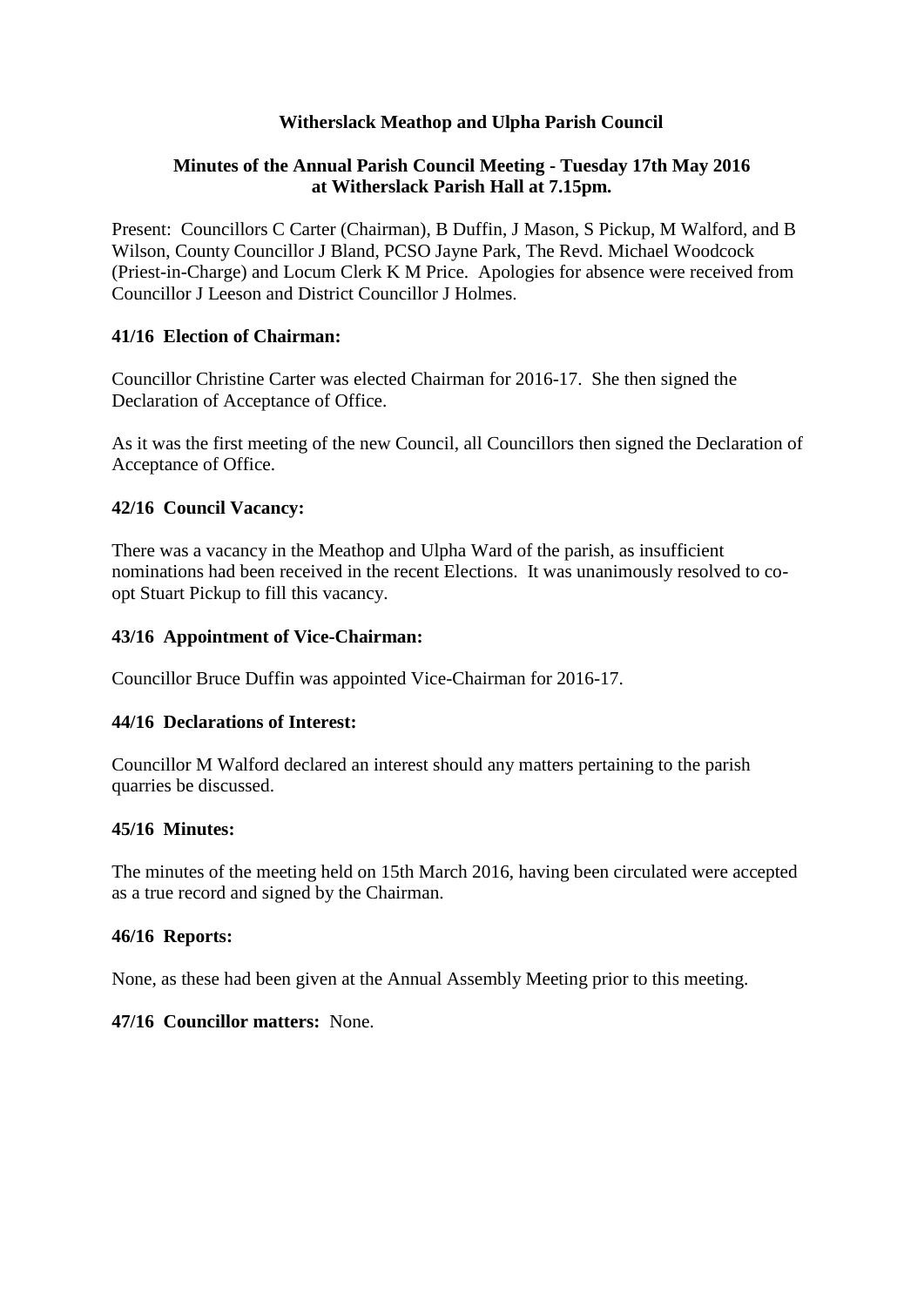# Witherslack Meathop and Ulpha Parish Council

## Minutes of the Annual Parish Council Meeting - Tuesday 17th May 2016 at Witherslack Parish Hall at 7.15pm.

Present: Councillors C Carter (Chairman), B Duffin, J Mason, S Pickup, M Walford, and B Wilson, County Councillor J Bland, PCSO Jayne Park, The Revd. Michael Woodcock (Priest-in-Charge) and Locum Clerk K M Price. Apologies for absence were received from Councillor J Leeson and District Councillor J Holmes.

### 41/16 Election of Chairman:

Councillor Christine Carter was elected Chairman for 2016-17. She then signed the Declaration of Acceptance of Office.

As it was the first meeting of the new Council, all Councillors then signed the Declaration of Acceptance of Office.

### 42/16 Council Vacancy:

There was a vacancy in the Meathop and Ulpha Ward of the parish, as insufficient nominations had been received in the recent Elections. It was unanimously resolved to co-opt Stuart Pickup to fill this vacancy.

### 43/16 Appointment of Vice-Chairman:

Councillor Bruce Duffin was appointed Vice-Chairman for 2016-17.

### 44/16 Declarations of Interest:

Councillor M Walford declared an interest should any matters pertaining to the parish quarries be discussed.

### 45/16 Minutes:

The minutes of the meeting held on 15th March 2016, having been circulated were accepted as a true record and signed by the Chairman.

### 46/16 Reports:

None, as these had been given at the Annual Assembly Meeting prior to this meeting.

**47/16 Councillor matters:** None.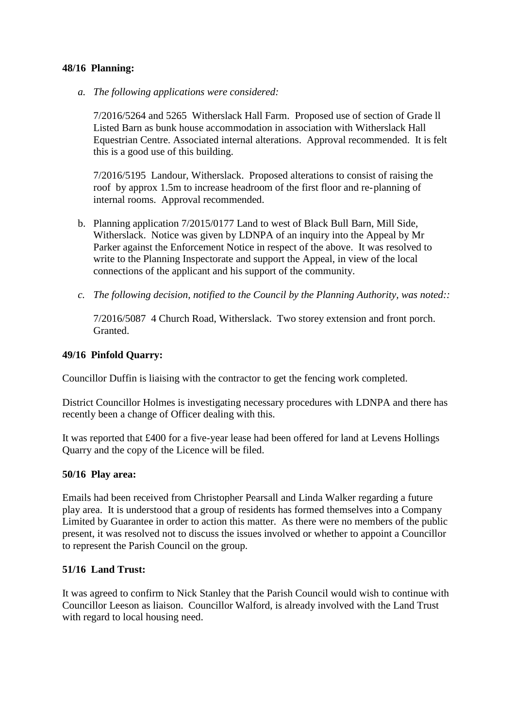**48/16 Planning:**

a. *The following applications were considered:*

   7/2016/5264 and 5265 Witherslack Hall Farm. Proposed use of section of Grade ll Listed Barn as bunk house accommodation in association with Witherslack Hall Equestrian Centre. Associated internal alterations. Approval recommended. It is felt this is a good use of this building.

   7/2016/5195 Landour, Witherslack. Proposed alterations to consist of raising the roof by approx 1.5m to increase headroom of the first floor and re-planning of internal rooms. Approval recommended.

b. Planning application 7/2015/0177 Land to west of Black Bull Barn, Mill Side, Witherslack. Notice was given by LDNPA of an inquiry into the Appeal by Mr Parker against the Enforcement Notice in respect of the above. It was resolved to write to the Planning Inspectorate and support the Appeal, in view of the local connections of the applicant and his support of the community.

c. *The following decision, notified to the Council by the Planning Authority, was noted::*

   7/2016/5087 4 Church Road, Witherslack. Two storey extension and front porch. Granted.

**49/16 Pinfold Quarry:**

Councillor Duffin is liaising with the contractor to get the fencing work completed.

District Councillor Holmes is investigating necessary procedures with LDNPA and there has recently been a change of Officer dealing with this.

It was reported that £400 for a five-year lease had been offered for land at Levens Hollings Quarry and the copy of the Licence will be filed.

**50/16 Play area:**

Emails had been received from Christopher Pearsall and Linda Walker regarding a future play area. It is understood that a group of residents has formed themselves into a Company Limited by Guarantee in order to action this matter. As there were no members of the public present, it was resolved not to discuss the issues involved or whether to appoint a Councillor to represent the Parish Council on the group.

**51/16 Land Trust:**

It was agreed to confirm to Nick Stanley that the Parish Council would wish to continue with Councillor Leeson as liaison. Councillor Walford, is already involved with the Land Trust with regard to local housing need.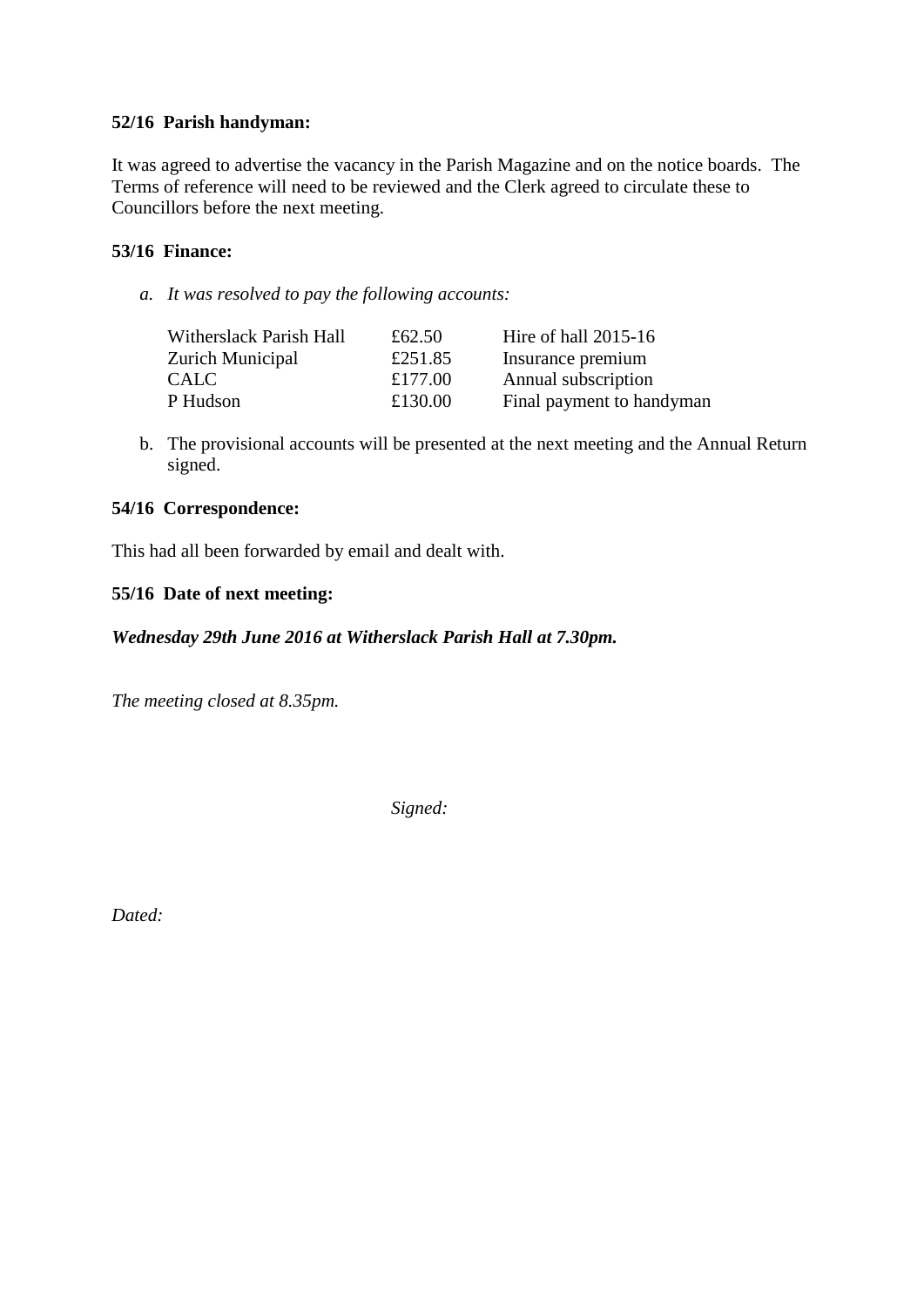**52/16 Parish handyman:**

It was agreed to advertise the vacancy in the Parish Magazine and on the notice boards. The Terms of reference will need to be reviewed and the Clerk agreed to circulate these to Councillors before the next meeting.

**53/16 Finance:**

a. *It was resolved to pay the following accounts:*

| | | |
|---|---|---|
| Witherslack Parish Hall | £62.50 | Hire of hall 2015-16 |
| Zurich Municipal | £251.85 | Insurance premium |
| CALC | £177.00 | Annual subscription |
| P Hudson | £130.00 | Final payment to handyman |

b. The provisional accounts will be presented at the next meeting and the Annual Return signed.

**54/16 Correspondence:**

This had all been forwarded by email and dealt with.

**55/16 Date of next meeting:**

***Wednesday 29th June 2016 at Witherslack Parish Hall at 7.30pm.***

*The meeting closed at 8.35pm.*

*Signed:*

*Dated:*